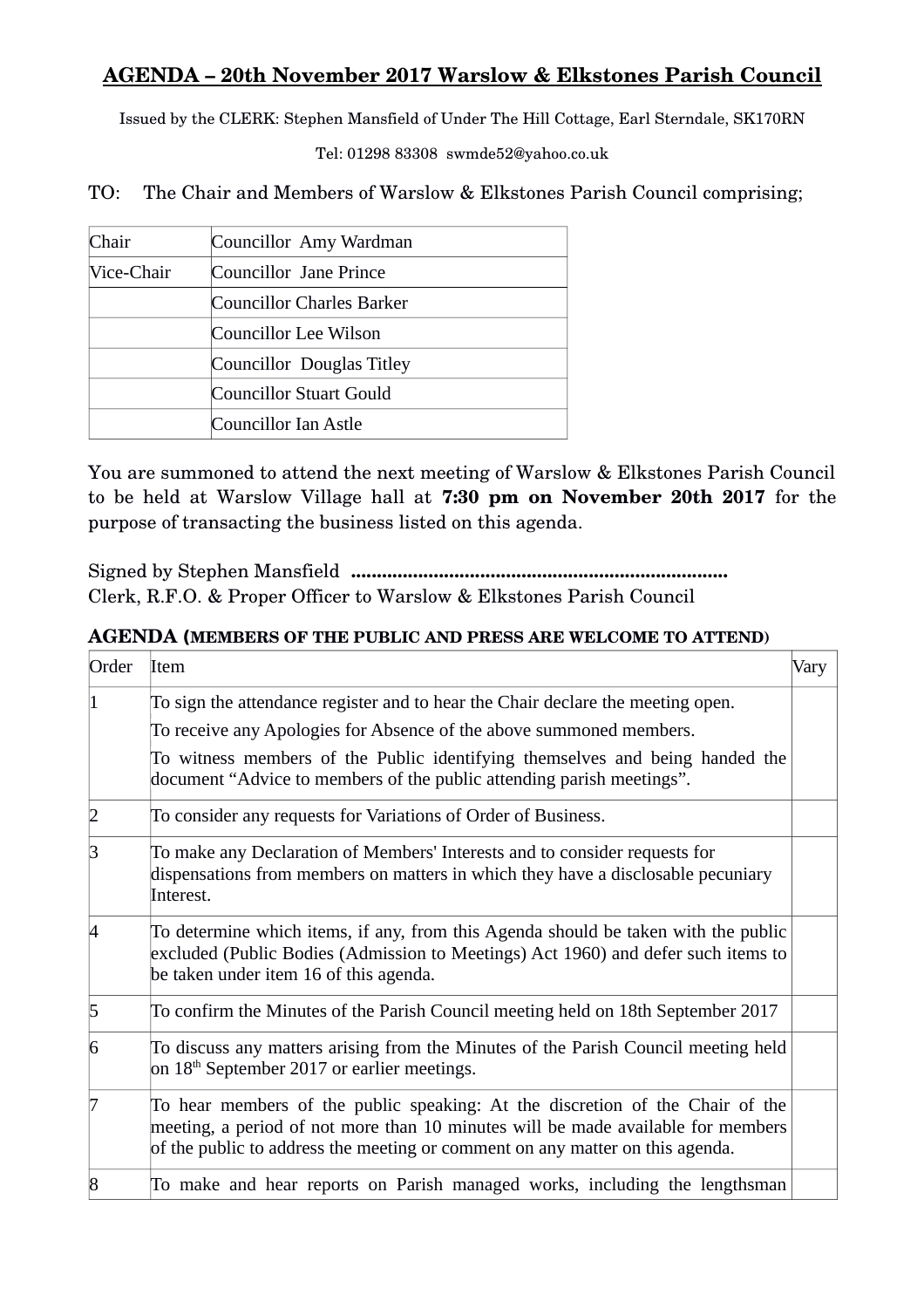# AGENDA – 20th November 2017 Warslow & Elkstones Parish Council

Issued by the CLERK: Stephen Mansfield of Under The Hill Cottage, Earl Sterndale, SK170RN

Tel: 01298 83308 swmde52@yahoo.co.uk

TO: The Chair and Members of Warslow & Elkstones Parish Council comprising;

| | |
|---|---|
| Chair | Councillor Amy Wardman |
| Vice-Chair | Councillor Jane Prince |
| | Councillor Charles Barker |
| | Councillor Lee Wilson |
| | Councillor Douglas Titley |
| | Councillor Stuart Gould |
| | Councillor Ian Astle |

You are summoned to attend the next meeting of Warslow & Elkstones Parish Council to be held at Warslow Village hall at **7:30 pm on November 20th 2017** for the purpose of transacting the business listed on this agenda.

Signed by Stephen Mansfield ........................................................................
Clerk, R.F.O. & Proper Officer to Warslow & Elkstones Parish Council

**AGENDA (MEMBERS OF THE PUBLIC AND PRESS ARE WELCOME TO ATTEND)**

| Order | Item | Vary |
|---|---|---|
| 1 | To sign the attendance register and to hear the Chair declare the meeting open. To receive any Apologies for Absence of the above summoned members. To witness members of the Public identifying themselves and being handed the document "Advice to members of the public attending parish meetings". | |
| 2 | To consider any requests for Variations of Order of Business. | |
| 3 | To make any Declaration of Members' Interests and to consider requests for dispensations from members on matters in which they have a disclosable pecuniary Interest. | |
| 4 | To determine which items, if any, from this Agenda should be taken with the public excluded (Public Bodies (Admission to Meetings) Act 1960) and defer such items to be taken under item 16 of this agenda. | |
| 5 | To confirm the Minutes of the Parish Council meeting held on 18th September 2017 | |
| 6 | To discuss any matters arising from the Minutes of the Parish Council meeting held on 18th September 2017 or earlier meetings. | |
| 7 | To hear members of the public speaking: At the discretion of the Chair of the meeting, a period of not more than 10 minutes will be made available for members of the public to address the meeting or comment on any matter on this agenda. | |
| 8 | To make and hear reports on Parish managed works, including the lengthsman | |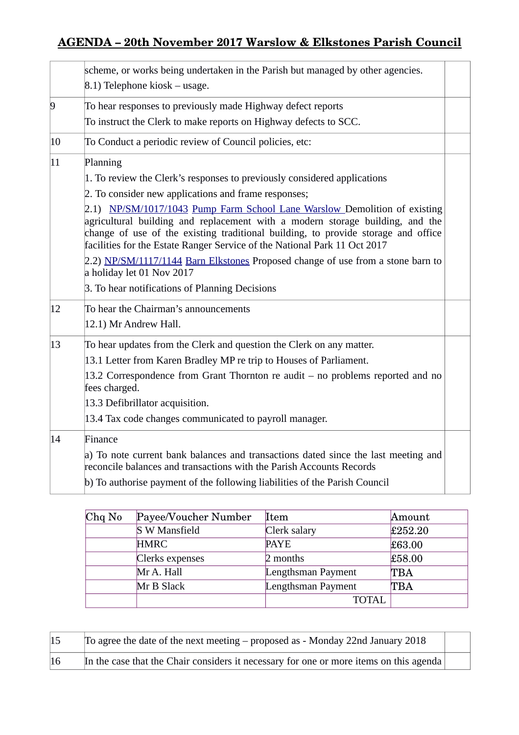## AGENDA – 20th November 2017 Warslow & Elkstones Parish Council

| | | |
|---|---|---|
| | scheme, or works being undertaken in the Parish but managed by other agencies.<br>8.1) Telephone kiosk – usage. | |
| 9 | To hear responses to previously made Highway defect reports<br>To instruct the Clerk to make reports on Highway defects to SCC. | |
| 10 | To Conduct a periodic review of Council policies, etc: | |
| 11 | Planning<br>1. To review the Clerk's responses to previously considered applications<br>2. To consider new applications and frame responses;<br>2.1) NP/SM/1017/1043 Pump Farm School Lane Warslow Demolition of existing agricultural building and replacement with a modern storage building, and the change of use of the existing traditional building, to provide storage and office facilities for the Estate Ranger Service of the National Park 11 Oct 2017<br>2.2) NP/SM/1117/1144 Barn Elkstones Proposed change of use from a stone barn to a holiday let 01 Nov 2017<br>3. To hear notifications of Planning Decisions | |
| 12 | To hear the Chairman's announcements<br>12.1) Mr Andrew Hall. | |
| 13 | To hear updates from the Clerk and question the Clerk on any matter.<br>13.1 Letter from Karen Bradley MP re trip to Houses of Parliament.<br>13.2 Correspondence from Grant Thornton re audit – no problems reported and no fees charged.<br>13.3 Defibrillator acquisition.<br>13.4 Tax code changes communicated to payroll manager. | |
| 14 | Finance<br>a) To note current bank balances and transactions dated since the last meeting and reconcile balances and transactions with the Parish Accounts Records<br>b) To authorise payment of the following liabilities of the Parish Council | |

| Chq No | Payee/Voucher Number | Item | Amount |
|---|---|---|---|
| | S W Mansfield | Clerk salary | £252.20 |
| | HMRC | PAYE | £63.00 |
| | Clerks expenses | 2 months | £58.00 |
| | Mr A. Hall | Lengthsman Payment | TBA |
| | Mr B Slack | Lengthsman Payment | TBA |
| | | TOTAL | |

| | | |
|---|---|---|
| 15 | To agree the date of the next meeting – proposed as - Monday 22nd January 2018 | |
| 16 | In the case that the Chair considers it necessary for one or more items on this agenda | |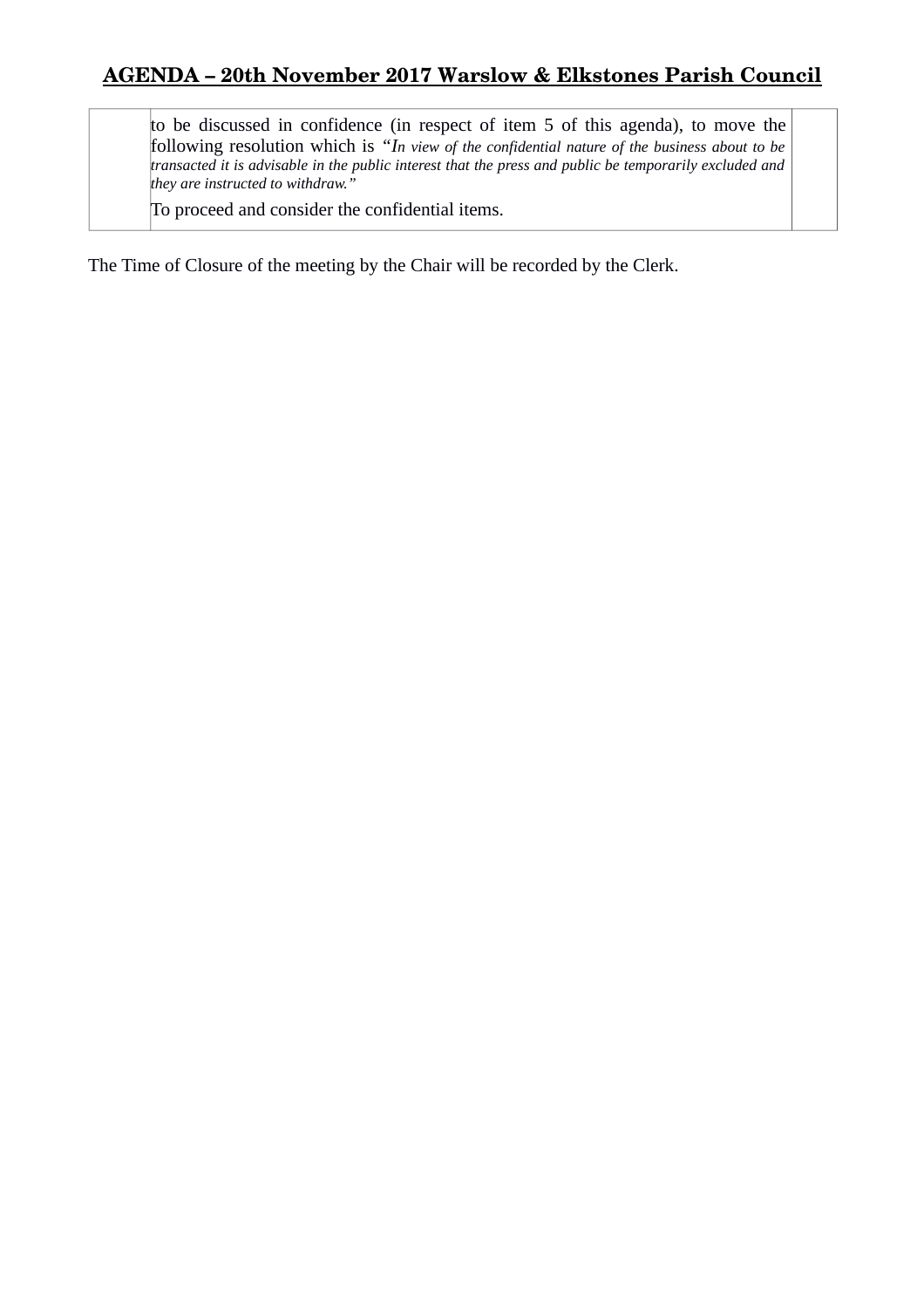| | | |
|---|---|---|
| | to be discussed in confidence (in respect of item 5 of this agenda), to move the following resolution which is "*In view of the confidential nature of the business about to be transacted it is advisable in the public interest that the press and public be temporarily excluded and they are instructed to withdraw.*"<br><br>To proceed and consider the confidential items. | |

The Time of Closure of the meeting by the Chair will be recorded by the Clerk.